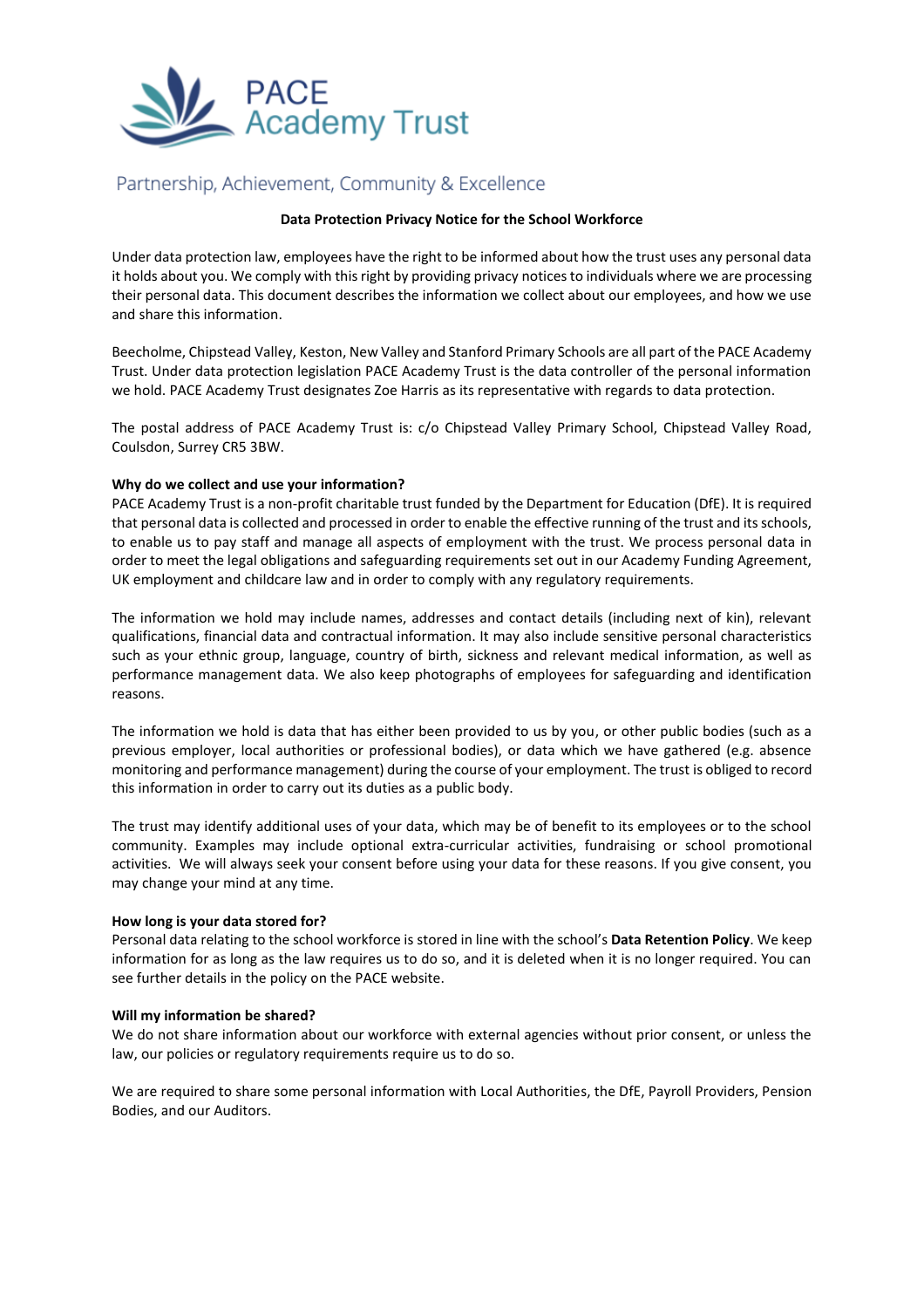PACE Academy Trust

Partnership, Achievement, Community & Excellence

**Data Protection Privacy Notice for the School Workforce**

Under data protection law, employees have the right to be informed about how the trust uses any personal data it holds about you. We comply with this right by providing privacy notices to individuals where we are processing their personal data. This document describes the information we collect about our employees, and how we use and share this information.

Beecholme, Chipstead Valley, Keston, New Valley and Stanford Primary Schools are all part of the PACE Academy Trust. Under data protection legislation PACE Academy Trust is the data controller of the personal information we hold. PACE Academy Trust designates Zoe Harris as its representative with regards to data protection.

The postal address of PACE Academy Trust is: c/o Chipstead Valley Primary School, Chipstead Valley Road, Coulsdon, Surrey CR5 3BW.

**Why do we collect and use your information?**

PACE Academy Trust is a non-profit charitable trust funded by the Department for Education (DfE). It is required that personal data is collected and processed in order to enable the effective running of the trust and its schools, to enable us to pay staff and manage all aspects of employment with the trust. We process personal data in order to meet the legal obligations and safeguarding requirements set out in our Academy Funding Agreement, UK employment and childcare law and in order to comply with any regulatory requirements.

The information we hold may include names, addresses and contact details (including next of kin), relevant qualifications, financial data and contractual information. It may also include sensitive personal characteristics such as your ethnic group, language, country of birth, sickness and relevant medical information, as well as performance management data. We also keep photographs of employees for safeguarding and identification reasons.

The information we hold is data that has either been provided to us by you, or other public bodies (such as a previous employer, local authorities or professional bodies), or data which we have gathered (e.g. absence monitoring and performance management) during the course of your employment. The trust is obliged to record this information in order to carry out its duties as a public body.

The trust may identify additional uses of your data, which may be of benefit to its employees or to the school community. Examples may include optional extra-curricular activities, fundraising or school promotional activities. We will always seek your consent before using your data for these reasons. If you give consent, you may change your mind at any time.

**How long is your data stored for?**

Personal data relating to the school workforce is stored in line with the school's **Data Retention Policy**. We keep information for as long as the law requires us to do so, and it is deleted when it is no longer required. You can see further details in the policy on the PACE website.

**Will my information be shared?**

We do not share information about our workforce with external agencies without prior consent, or unless the law, our policies or regulatory requirements require us to do so.

We are required to share some personal information with Local Authorities, the DfE, Payroll Providers, Pension Bodies, and our Auditors.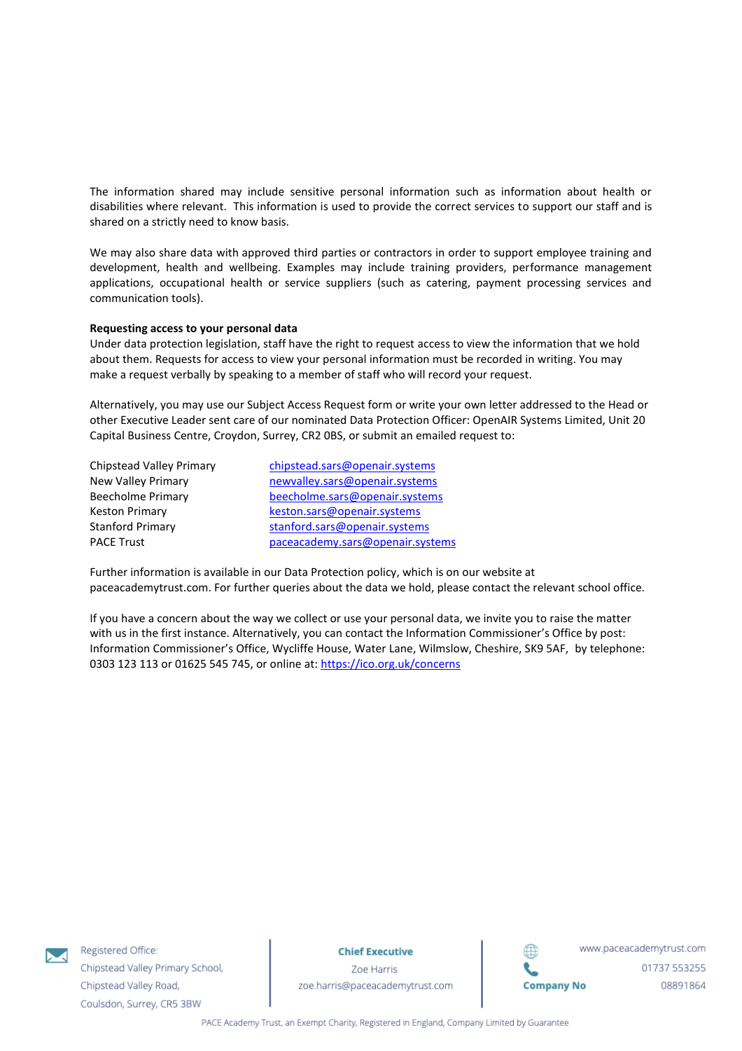The information shared may include sensitive personal information such as information about health or disabilities where relevant. This information is used to provide the correct services to support our staff and is shared on a strictly need to know basis.

We may also share data with approved third parties or contractors in order to support employee training and development, health and wellbeing. Examples may include training providers, performance management applications, occupational health or service suppliers (such as catering, payment processing services and communication tools).

**Requesting access to your personal data**

Under data protection legislation, staff have the right to request access to view the information that we hold about them. Requests for access to view your personal information must be recorded in writing. You may make a request verbally by speaking to a member of staff who will record your request.

Alternatively, you may use our Subject Access Request form or write your own letter addressed to the Head or other Executive Leader sent care of our nominated Data Protection Officer: OpenAIR Systems Limited, Unit 20 Capital Business Centre, Croydon, Surrey, CR2 0BS, or submit an emailed request to:

| | |
|---|---|
| Chipstead Valley Primary | chipstead.sars@openair.systems |
| New Valley Primary | newvalley.sars@openair.systems |
| Beecholme Primary | beecholme.sars@openair.systems |
| Keston Primary | keston.sars@openair.systems |
| Stanford Primary | stanford.sars@openair.systems |
| PACE Trust | paceacademy.sars@openair.systems |

Further information is available in our Data Protection policy, which is on our website at paceacademytrust.com. For further queries about the data we hold, please contact the relevant school office.

If you have a concern about the way we collect or use your personal data, we invite you to raise the matter with us in the first instance. Alternatively, you can contact the Information Commissioner's Office by post: Information Commissioner's Office, Wycliffe House, Water Lane, Wilmslow, Cheshire, SK9 5AF, by telephone: 0303 123 113 or 01625 545 745, or online at: https://ico.org.uk/concerns